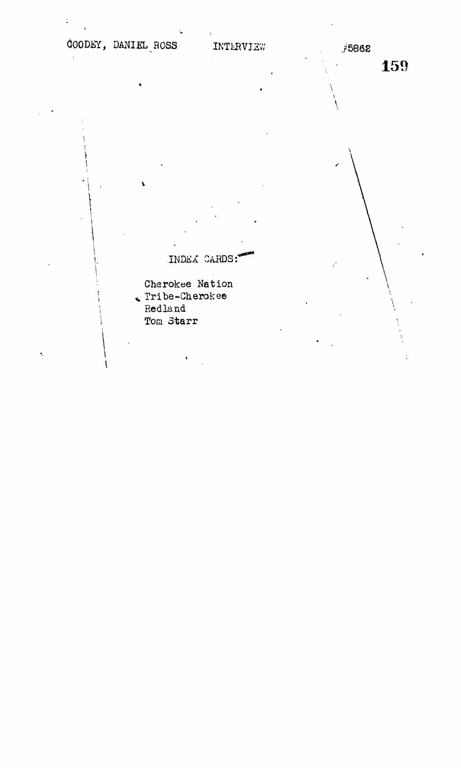GOODEY, DANIEL ROSS INTERVIEW #5862

INDEX CARDS:

Cherokee Nation
Tribe-Cherokee
Redland
Tom Starr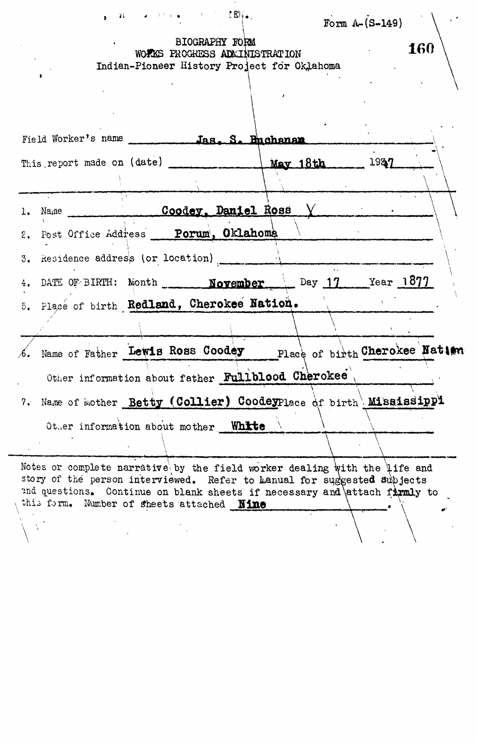Form A-(S-149)

BIOGRAPHY FORM
WORKS PROGRESS ADMINISTRATION
Indian-Pioneer History Project for Oklahoma

Field Worker's name Jas. S. Buchanan

This report made on (date) May 18th 1937

1. Name Coodey, Daniel Ross

2. Post Office Address Porum, Oklahoma

3. Residence address (or location)

4. DATE OF BIRTH: Month November Day 17 Year 1877

5. Place of birth Redland, Cherokee Nation.

6. Name of Father Lewis Ross Coodey Place of birth Cherokee Nation

   Other information about father Fullblood Cherokee

7. Name of Mother Betty (Collier) Coodey Place of birth Mississippi

   Other information about mother White

Notes or complete narrative by the field worker dealing with the life and story of the person interviewed. Refer to Manual for suggested subjects and questions. Continue on blank sheets if necessary and attach firmly to this form. Number of sheets attached Nine.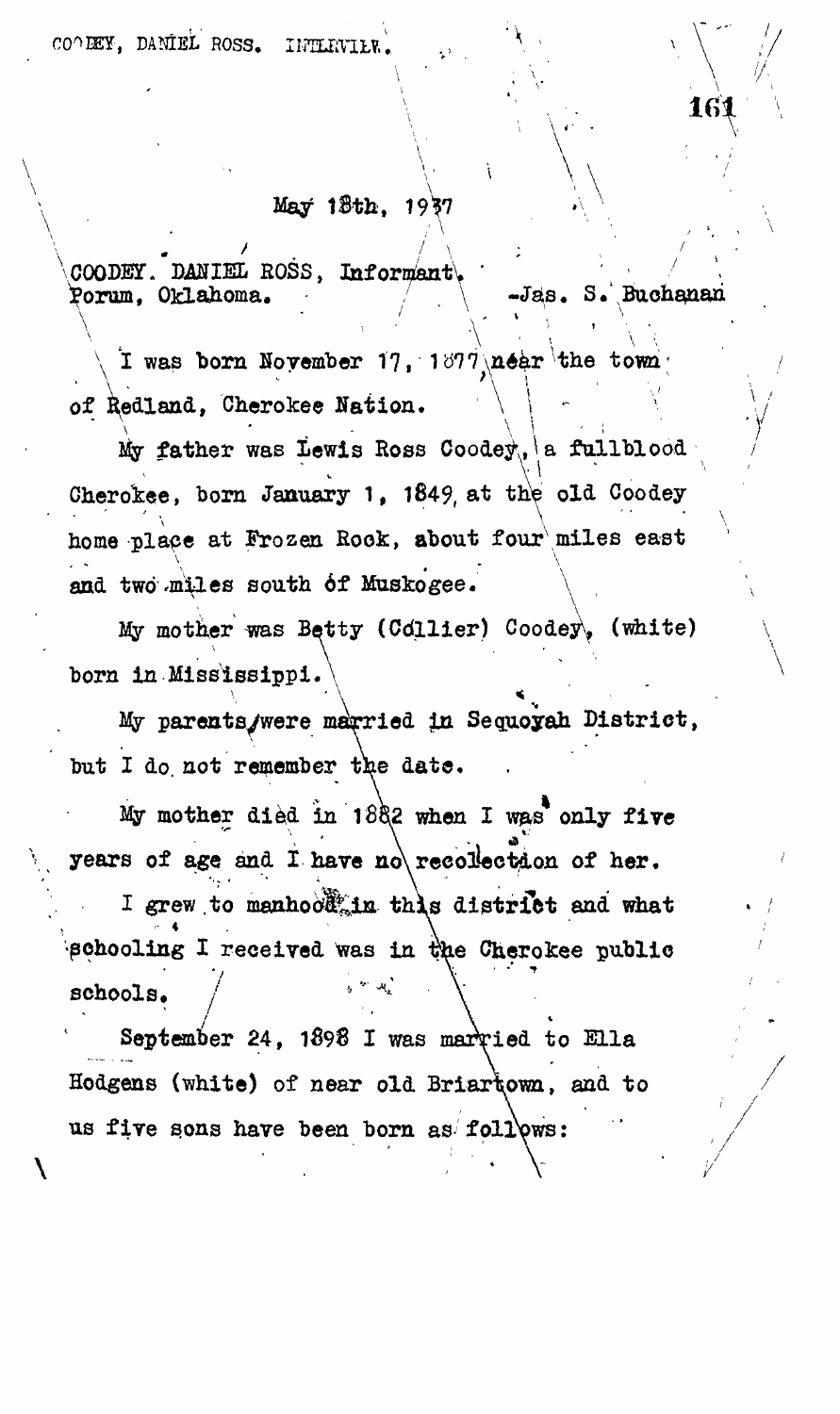May 18th, 1937

COODEY. DANIEL ROSS, Informant.
Porum, Oklahoma. -Jas. S. Buchanan

I was born November 17, 1877 near the town of Redland, Cherokee Nation.

My father was Lewis Ross Coodey, a fullblood Cherokee, born January 1, 1849 at the old Coodey home place at Frozen Rock, about four miles east and two miles south of Muskogee.

My mother was Betty (Collier) Coodey, (white) born in Mississippi.

My parents were married in Sequoyah District, but I do not remember the date.

My mother died in 1882 when I was only five years of age and I have no recollection of her.

I grew to manhood in this district and what schooling I received was in the Cherokee public schools.

September 24, 1898 I was married to Ella Hodgens (white) of near old Briartown, and to us five sons have been born as follows: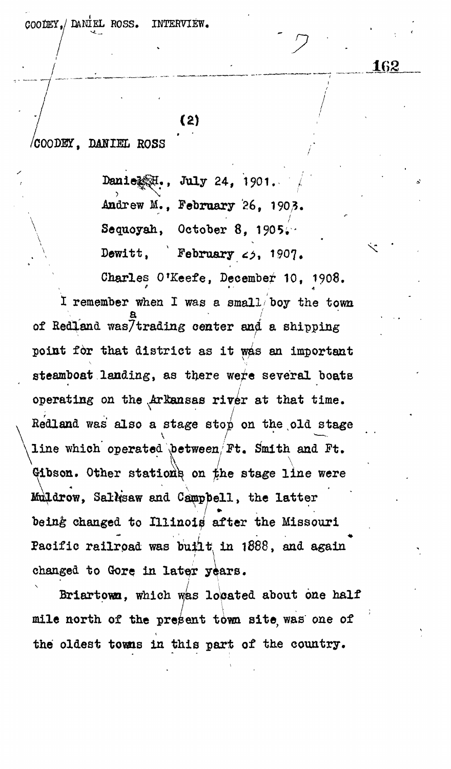(2)

COODEY, DANIEL ROSS

Daniel H., July 24, 1901.
Andrew M., February 26, 1903.
Sequoyah, October 8, 1905.
Dewitt, February 25, 1907.
Charles O'Keefe, December 10, 1908.

I remember when I was a small boy the town of Redland was a trading center and a shipping point for that district as it was an important steamboat landing, as there were several boats operating on the Arkansas river at that time. Redland was also a stage stop on the old stage line which operated between Ft. Smith and Ft. Gibson. Other stations on the stage line were Muldrow, Sallisaw and Campbell, the latter being changed to Illinois after the Missouri Pacific railroad was built in 1888, and again changed to Gore in later years.

Briartown, which was located about one half mile north of the present town site was one of the oldest towns in this part of the country.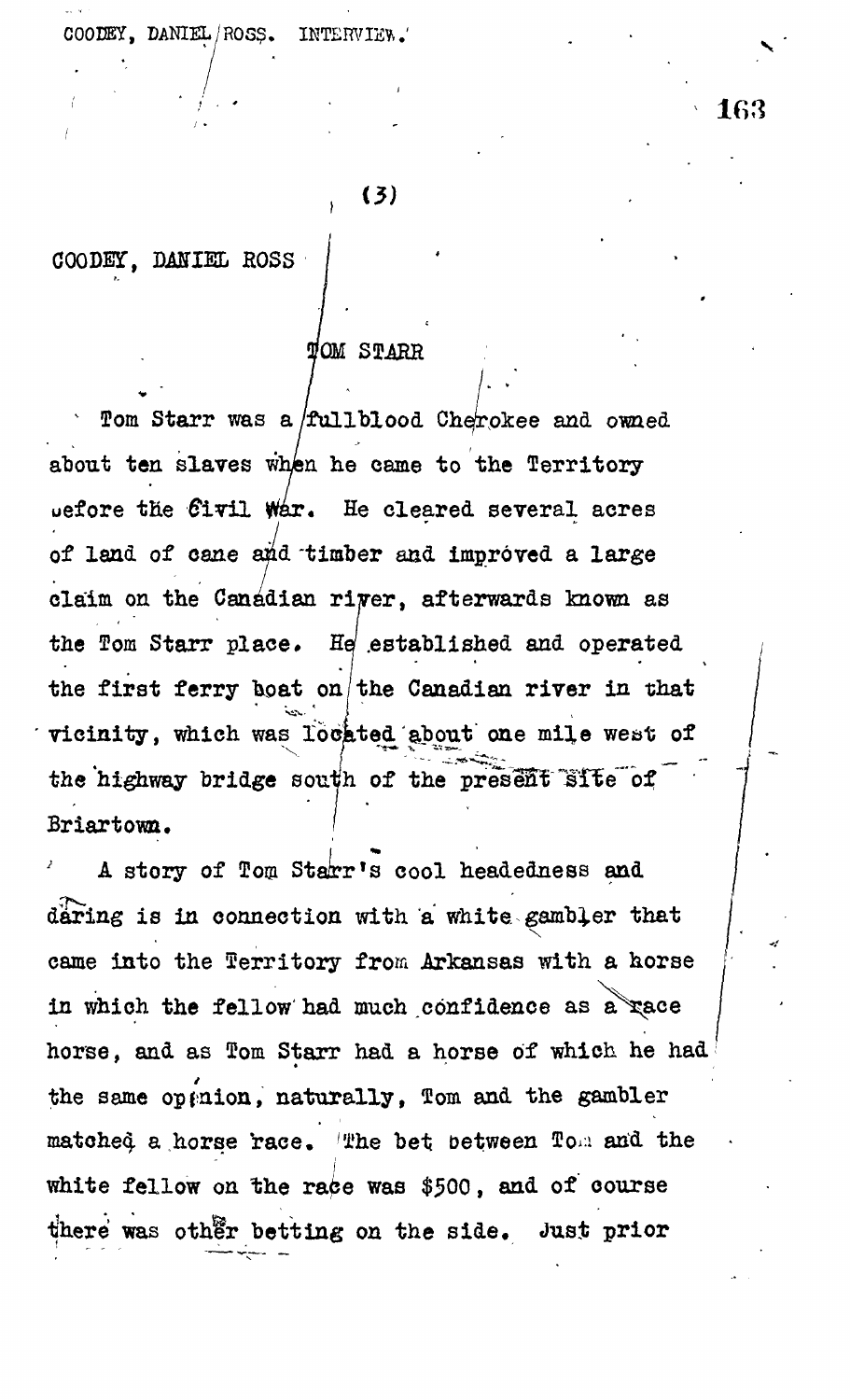(3)

COODEY, DANIEL ROSS

## TOM STARR

Tom Starr was a fullblood Cherokee and owned about ten slaves when he came to the Territory before the Civil War. He cleared several acres of land of cane and timber and improved a large claim on the Canadian river, afterwards known as the Tom Starr place. He established and operated the first ferry boat on the Canadian river in that vicinity, which was located about one mile west of the highway bridge south of the present site of Briartown.

A story of Tom Starr's cool headedness and daring is in connection with a white gambler that came into the Territory from Arkansas with a horse in which the fellow had much confidence as a race horse, and as Tom Starr had a horse of which he had the same opinion, naturally, Tom and the gambler matched a horse race. The bet between Tom and the white fellow on the race was $500, and of course there was other betting on the side. Just prior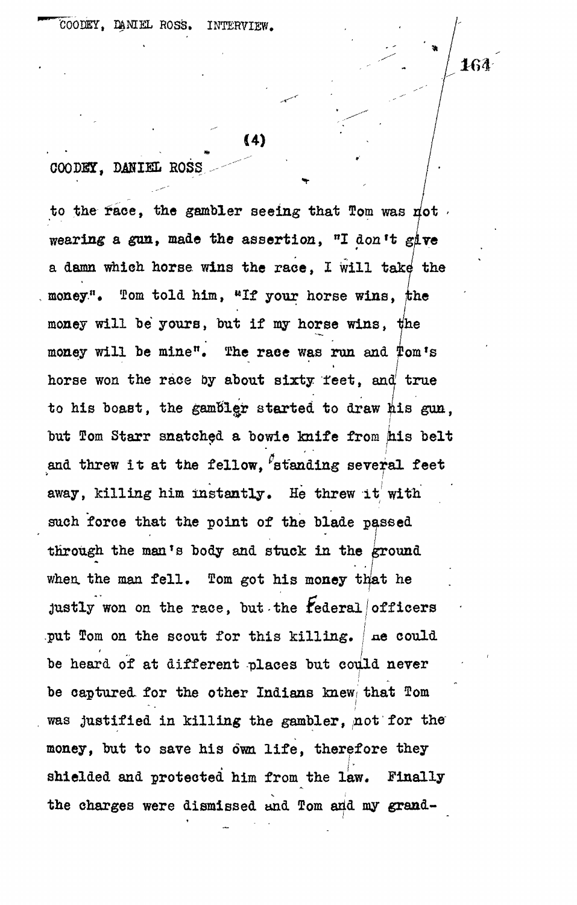COODEY, DANIEL ROSS

to the race, the gambler seeing that Tom was not wearing a gun, made the assertion, "I don't give a damn which horse wins the race, I will take the money". Tom told him, "If your horse wins, the money will be yours, but if my horse wins, the money will be mine". The race was run and Tom's horse won the race by about sixty feet, and true to his boast, the gambler started to draw his gun, but Tom Starr snatched a bowie knife from his belt and threw it at the fellow, standing several feet away, killing him instantly. He threw it with such force that the point of the blade passed through the man's body and stuck in the ground when the man fell. Tom got his money that he justly won on the race, but the federal officers put Tom on the scout for this killing. He could be heard of at different places but could never be captured for the other Indians knew that Tom was justified in killing the gambler, not for the money, but to save his own life, therefore they shielded and protected him from the law. Finally the charges were dismissed and Tom and my grand-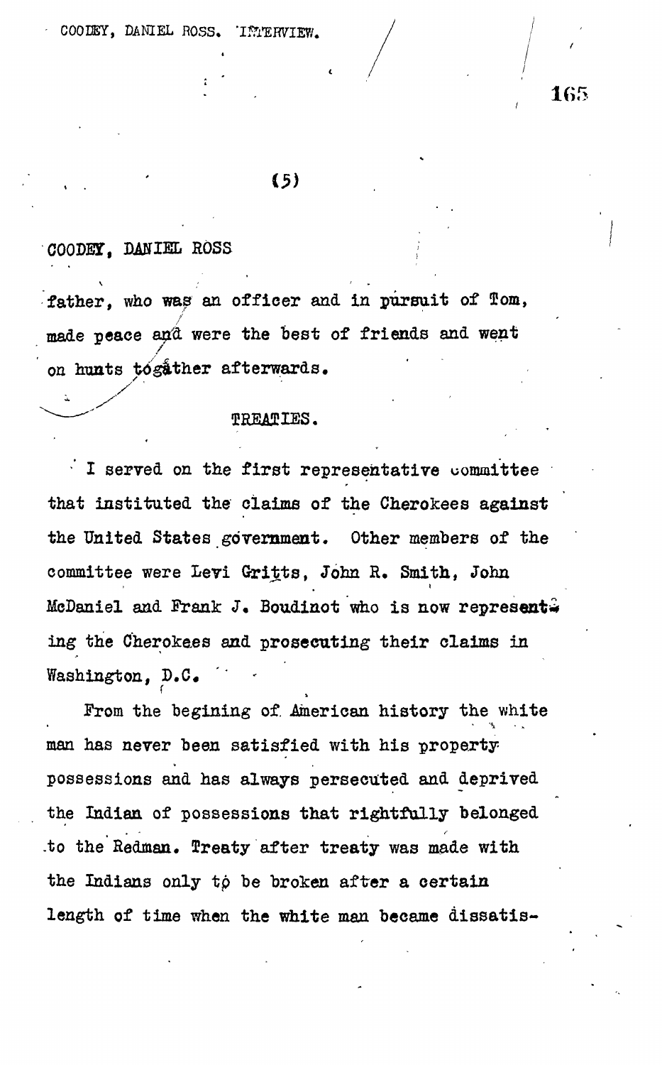(5)

COODEY, DANIEL ROSS

father, who was an officer and in pursuit of Tom, made peace and were the best of friends and went on hunts togather afterwards.

## TREATIES.

I served on the first representative committee that instituted the claims of the Cherokees against the United States government. Other members of the committee were Levi Gritts, John R. Smith, John McDaniel and Frank J. Boudinot who is now representing the Cherokees and prosecuting their claims in Washington, D.C.

From the begining of American history the white man has never been satisfied with his property possessions and has always persecuted and deprived the Indian of possessions that rightfully belonged to the Redman. Treaty after treaty was made with the Indians only to be broken after a certain length of time when the white man became dissatis-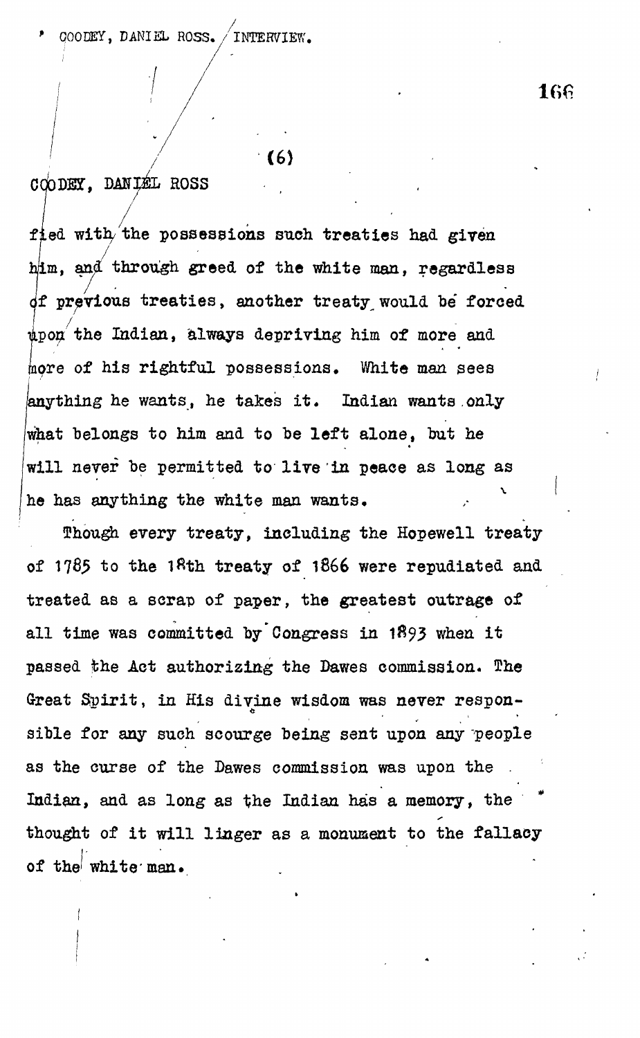fied with the possessions such treaties had given him, and through greed of the white man, regardless of previous treaties, another treaty would be forced upon the Indian, always depriving him of more and more of his rightful possessions. White man sees anything he wants, he takes it. Indian wants only what belongs to him and to be left alone, but he will never be permitted to live in peace as long as he has anything the white man wants.

Though every treaty, including the Hopewell treaty of 1785 to the 18th treaty of 1866 were repudiated and treated as a scrap of paper, the greatest outrage of all time was committed by Congress in 1893 when it passed the Act authorizing the Dawes commission. The Great Spirit, in His divine wisdom was never responsible for any such scourge being sent upon any people as the curse of the Dawes commission was upon the Indian, and as long as the Indian has a memory, the thought of it will linger as a monument to the fallacy of the white man.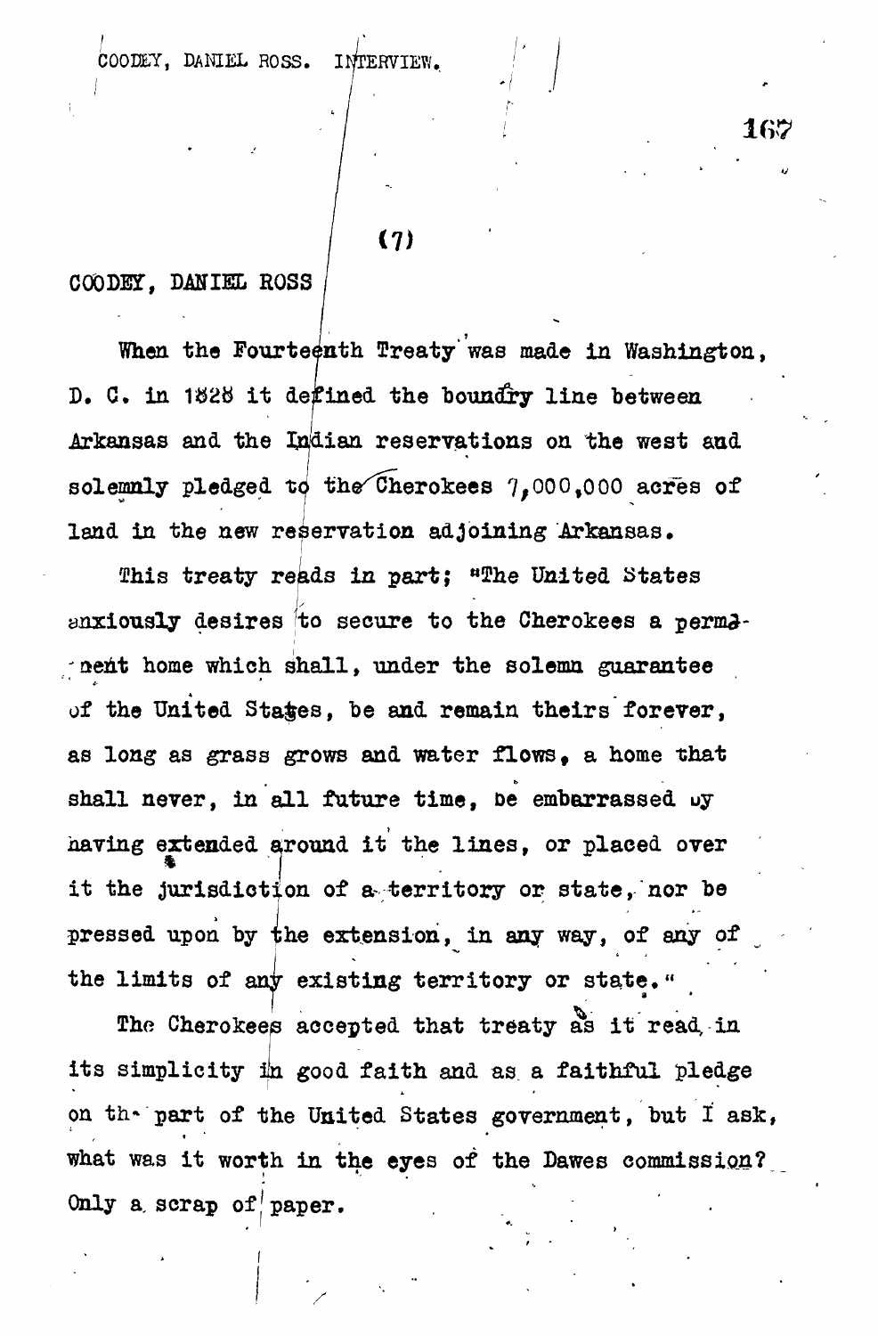(7)

COODEY, DANIEL ROSS

When the Fourteenth Treaty was made in Washington, D. C. in 1828 it defined the boundry line between Arkansas and the Indian reservations on the west and solemnly pledged to the Cherokees 7,000,000 acres of land in the new reservation adjoining Arkansas.

This treaty reads in part; "The United States anxiously desires to secure to the Cherokees a permanent home which shall, under the solemn guarantee of the United States, be and remain theirs forever, as long as grass grows and water flows, a home that shall never, in all future time, be embarrassed by having extended around it the lines, or placed over it the jurisdiction of a territory or state, nor be pressed upon by the extension, in any way, of any of the limits of any existing territory or state."

The Cherokees accepted that treaty as it read in its simplicity in good faith and as a faithful pledge on the part of the United States government, but I ask, what was it worth in the eyes of the Dawes commission? Only a scrap of paper.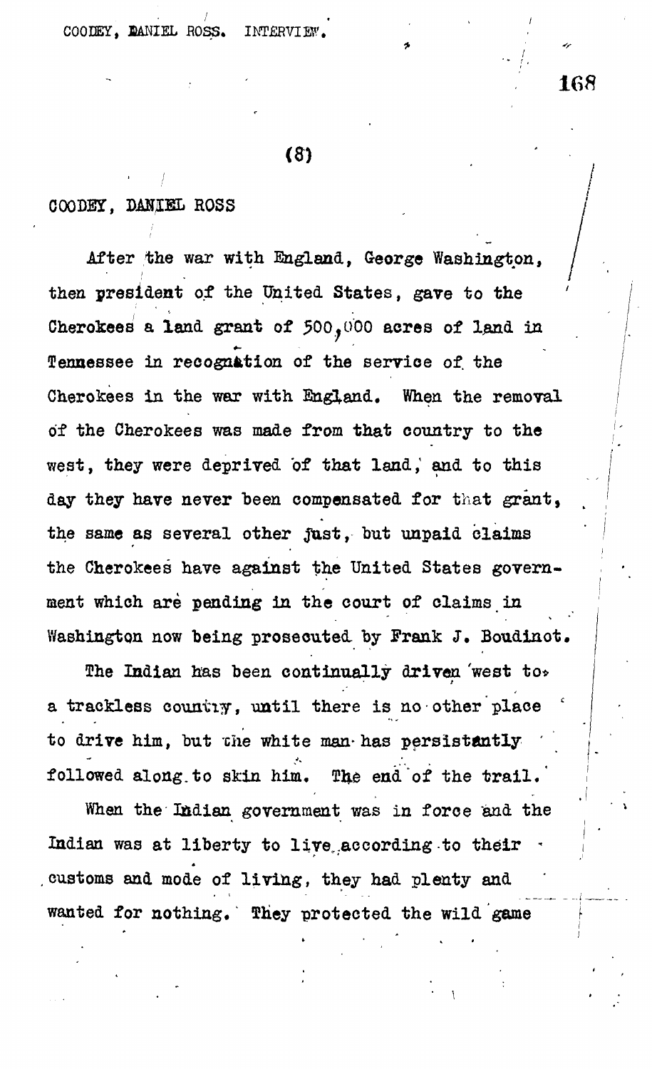(8)

COODEY, DANIEL ROSS

After the war with England, George Washington, then president of the United States, gave to the Cherokees a land grant of 500,000 acres of land in Tennessee in recognation of the service of the Cherokees in the war with England. When the removal of the Cherokees was made from that country to the west, they were deprived of that land, and to this day they have never been compensated for that grant, the same as several other just, but unpaid claims the Cherokees have against the United States government which are pending in the court of claims in Washington now being prosecuted by Frank J. Boudinot.

The Indian has been continually driven west to a trackless country, until there is no other place to drive him, but the white man has persistantly followed along to skin him. The end of the trail.

When the Indian government was in force and the Indian was at liberty to live according to their customs and mode of living, they had plenty and wanted for nothing. They protected the wild game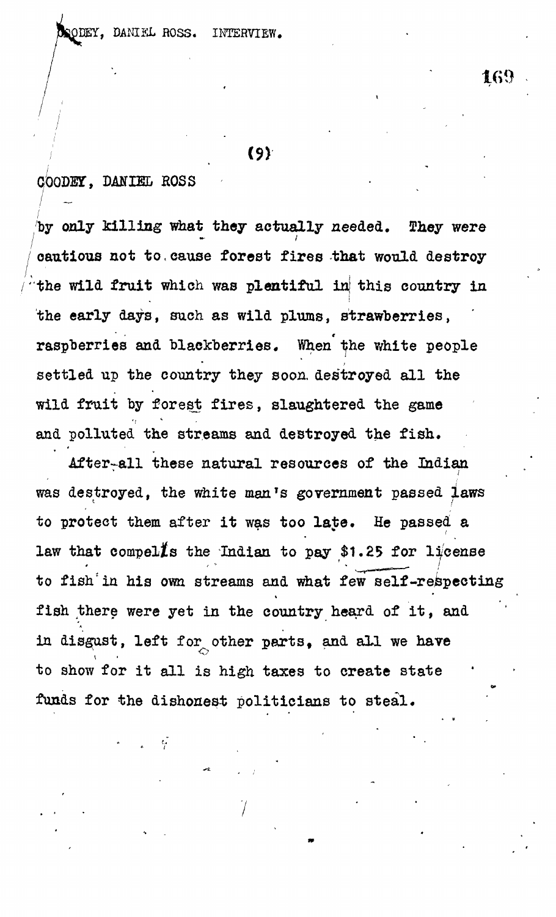by only killing what they actually needed. They were cautious not to cause forest fires that would destroy the wild fruit which was plentiful in this country in the early days, such as wild plums, strawberries, raspberries and blackberries. When the white people settled up the country they soon destroyed all the wild fruit by forest fires, slaughtered the game and polluted the streams and destroyed the fish.

After all these natural resources of the Indian was destroyed, the white man's government passed laws to protect them after it was too late. He passed a law that compels the Indian to pay $1.25 for license to fish in his own streams and what few self-respecting fish there were yet in the country heard of it, and in disgust, left for other parts, and all we have to show for it all is high taxes to create state funds for the dishonest politicians to steal.